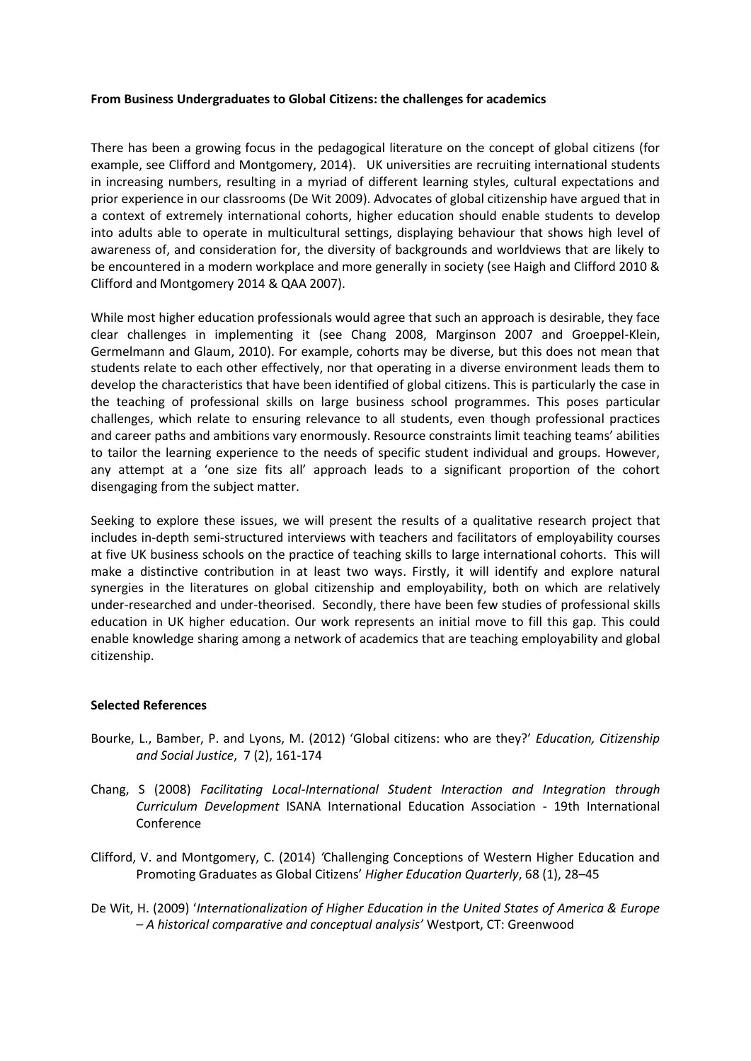**From Business Undergraduates to Global Citizens: the challenges for academics**

There has been a growing focus in the pedagogical literature on the concept of global citizens (for example, see Clifford and Montgomery, 2014). UK universities are recruiting international students in increasing numbers, resulting in a myriad of different learning styles, cultural expectations and prior experience in our classrooms (De Wit 2009). Advocates of global citizenship have argued that in a context of extremely international cohorts, higher education should enable students to develop into adults able to operate in multicultural settings, displaying behaviour that shows high level of awareness of, and consideration for, the diversity of backgrounds and worldviews that are likely to be encountered in a modern workplace and more generally in society (see Haigh and Clifford 2010 & Clifford and Montgomery 2014 & QAA 2007).

While most higher education professionals would agree that such an approach is desirable, they face clear challenges in implementing it (see Chang 2008, Marginson 2007 and Groeppel-Klein, Germelmann and Glaum, 2010). For example, cohorts may be diverse, but this does not mean that students relate to each other effectively, nor that operating in a diverse environment leads them to develop the characteristics that have been identified of global citizens. This is particularly the case in the teaching of professional skills on large business school programmes. This poses particular challenges, which relate to ensuring relevance to all students, even though professional practices and career paths and ambitions vary enormously. Resource constraints limit teaching teams' abilities to tailor the learning experience to the needs of specific student individual and groups. However, any attempt at a 'one size fits all' approach leads to a significant proportion of the cohort disengaging from the subject matter.

Seeking to explore these issues, we will present the results of a qualitative research project that includes in-depth semi-structured interviews with teachers and facilitators of employability courses at five UK business schools on the practice of teaching skills to large international cohorts. This will make a distinctive contribution in at least two ways. Firstly, it will identify and explore natural synergies in the literatures on global citizenship and employability, both on which are relatively under-researched and under-theorised. Secondly, there have been few studies of professional skills education in UK higher education. Our work represents an initial move to fill this gap. This could enable knowledge sharing among a network of academics that are teaching employability and global citizenship.

**Selected References**

Bourke, L., Bamber, P. and Lyons, M. (2012) 'Global citizens: who are they?' *Education, Citizenship and Social Justice*, 7 (2), 161-174

Chang, S (2008) *Facilitating Local-International Student Interaction and Integration through Curriculum Development* ISANA International Education Association - 19th International Conference

Clifford, V. and Montgomery, C. (2014) 'Challenging Conceptions of Western Higher Education and Promoting Graduates as Global Citizens' *Higher Education Quarterly*, 68 (1), 28–45

De Wit, H. (2009) '*Internationalization of Higher Education in the United States of America & Europe – A historical comparative and conceptual analysis'* Westport, CT: Greenwood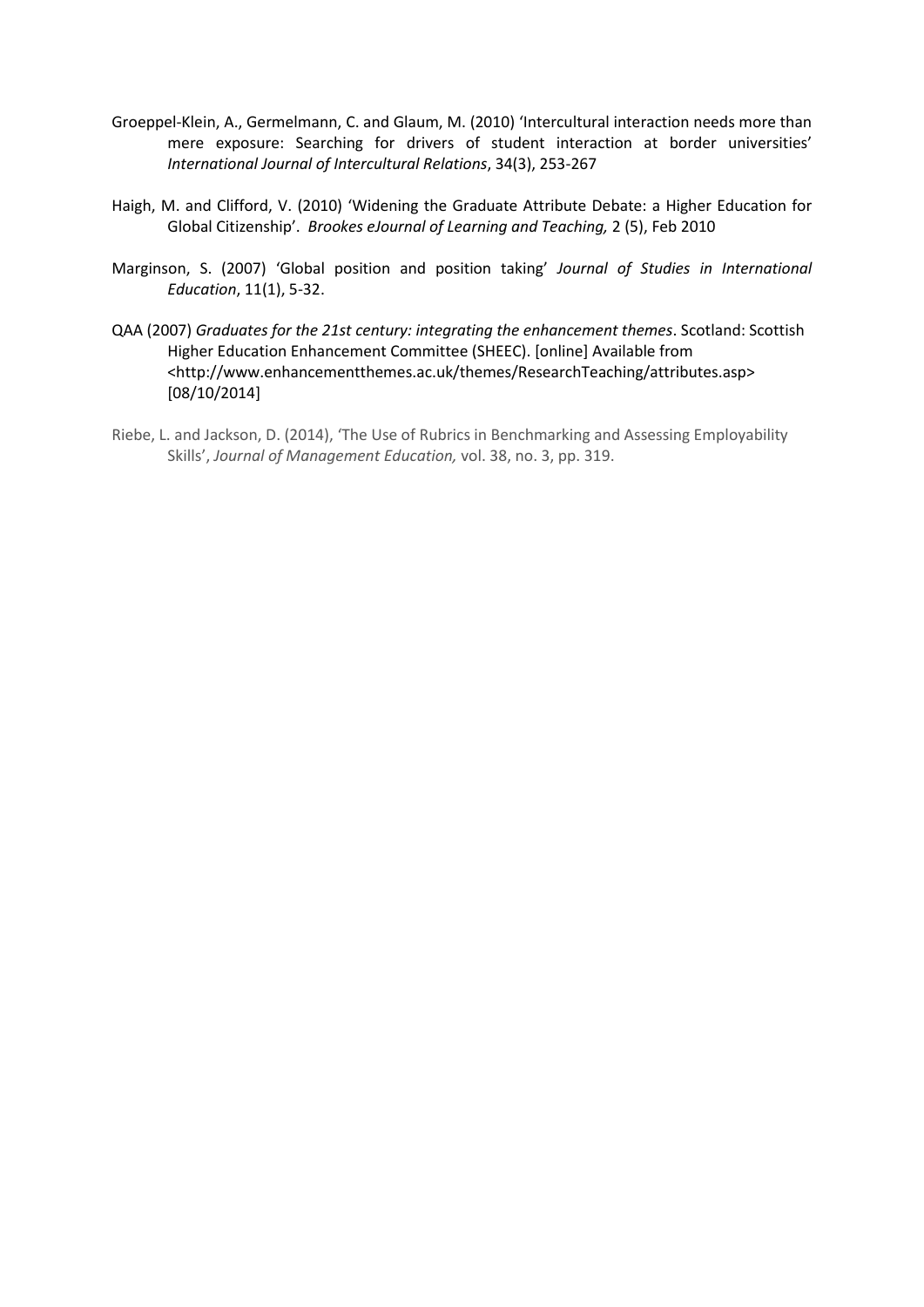Groeppel-Klein, A., Germelmann, C. and Glaum, M. (2010) 'Intercultural interaction needs more than mere exposure: Searching for drivers of student interaction at border universities' *International Journal of Intercultural Relations*, 34(3), 253-267

Haigh, M. and Clifford, V. (2010) 'Widening the Graduate Attribute Debate: a Higher Education for Global Citizenship'. *Brookes eJournal of Learning and Teaching,* 2 (5), Feb 2010

Marginson, S. (2007) 'Global position and position taking' *Journal of Studies in International Education*, 11(1), 5-32.

QAA (2007) *Graduates for the 21st century: integrating the enhancement themes*. Scotland: Scottish Higher Education Enhancement Committee (SHEEC). [online] Available from <http://www.enhancementthemes.ac.uk/themes/ResearchTeaching/attributes.asp> [08/10/2014]

Riebe, L. and Jackson, D. (2014), 'The Use of Rubrics in Benchmarking and Assessing Employability Skills', *Journal of Management Education,* vol. 38, no. 3, pp. 319.